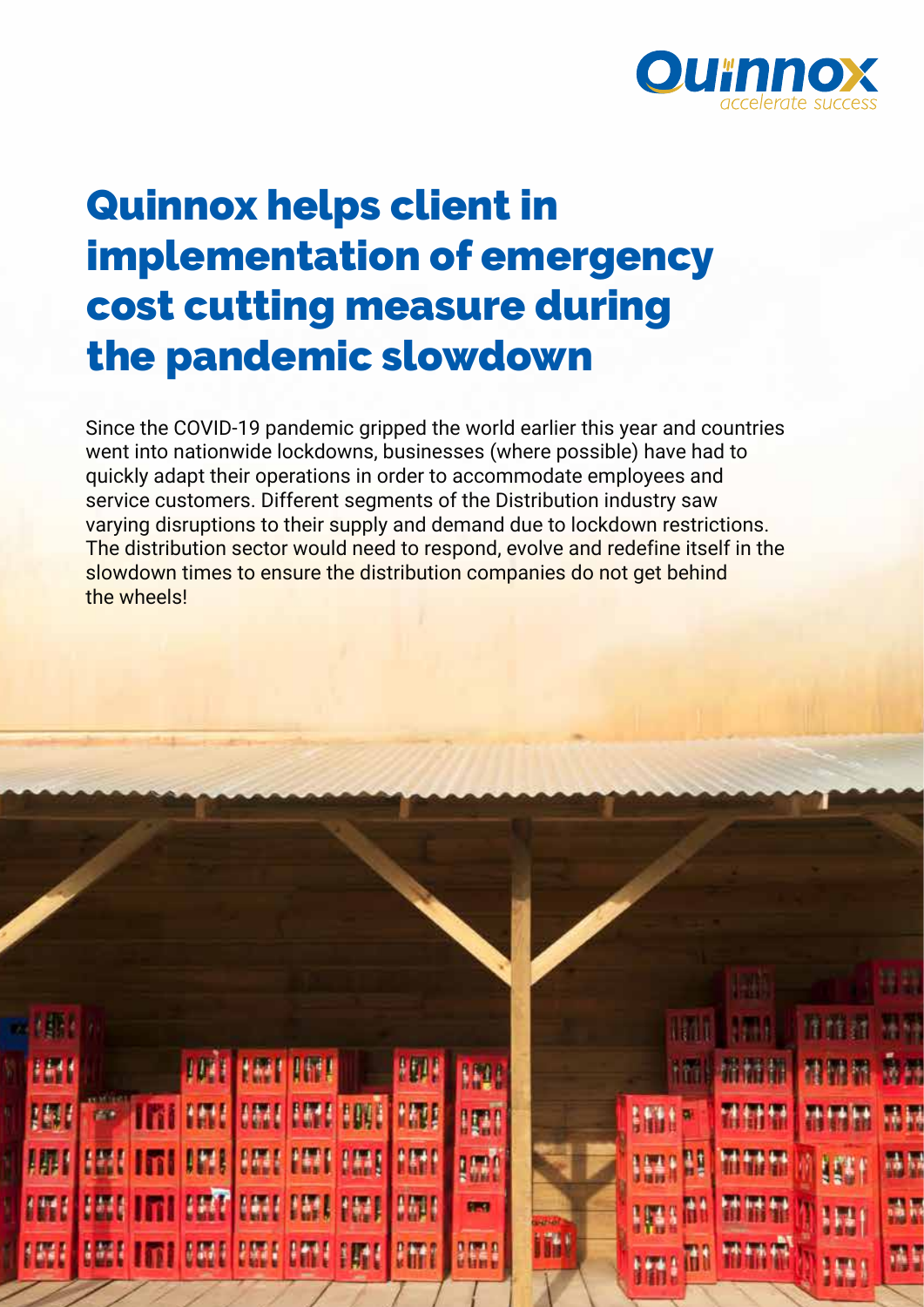# Quinnox helps client in implementation of emergency cost cutting measure during the pandemic slowdown

Since the COVID-19 pandemic gripped the world earlier this year and countries went into nationwide lockdowns, businesses (where possible) have had to quickly adapt their operations in order to accommodate employees and service customers. Different segments of the Distribution industry saw varying disruptions to their supply and demand due to lockdown restrictions. The distribution sector would need to respond, evolve and redefine itself in the slowdown times to ensure the distribution companies do not get behind the wheels!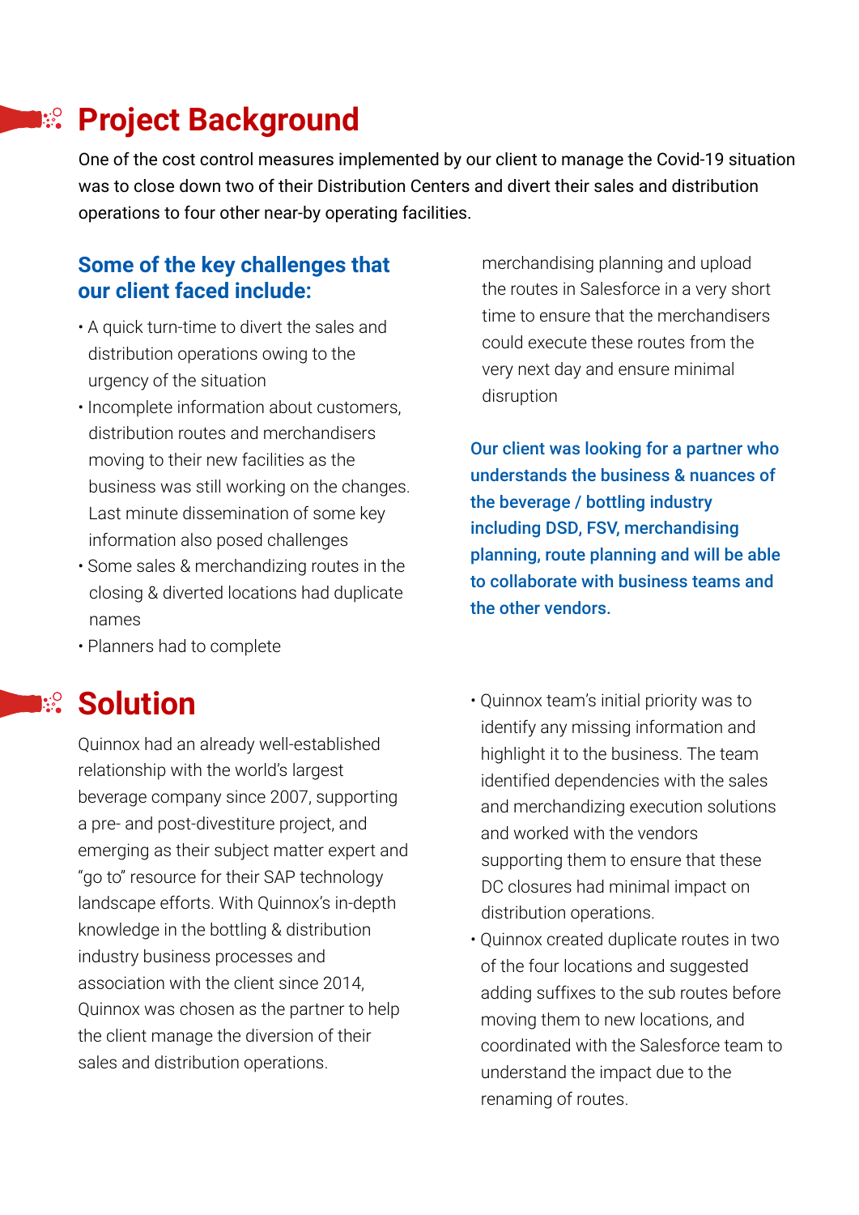## Project Background

One of the cost control measures implemented by our client to manage the Covid-19 situation was to close down two of their Distribution Centers and divert their sales and distribution operations to four other near-by operating facilities.

### Some of the key challenges that our client faced include:

- A quick turn-time to divert the sales and distribution operations owing to the urgency of the situation
- Incomplete information about customers, distribution routes and merchandisers moving to their new facilities as the business was still working on the changes. Last minute dissemination of some key information also posed challenges
- Some sales & merchandizing routes in the closing & diverted locations had duplicate names
- Planners had to complete merchandising planning and upload the routes in Salesforce in a very short time to ensure that the merchandisers could execute these routes from the very next day and ensure minimal disruption

**Our client was looking for a partner who understands the business & nuances of the beverage / bottling industry including DSD, FSV, merchandising planning, route planning and will be able to collaborate with business teams and the other vendors.**

## Solution

Quinnox had an already well-established relationship with the world's largest beverage company since 2007, supporting a pre- and post-divestiture project, and emerging as their subject matter expert and "go to" resource for their SAP technology landscape efforts. With Quinnox's in-depth knowledge in the bottling & distribution industry business processes and association with the client since 2014, Quinnox was chosen as the partner to help the client manage the diversion of their sales and distribution operations.

- Quinnox team's initial priority was to identify any missing information and highlight it to the business. The team identified dependencies with the sales and merchandizing execution solutions and worked with the vendors supporting them to ensure that these DC closures had minimal impact on distribution operations.
- Quinnox created duplicate routes in two of the four locations and suggested adding suffixes to the sub routes before moving them to new locations, and coordinated with the Salesforce team to understand the impact due to the renaming of routes.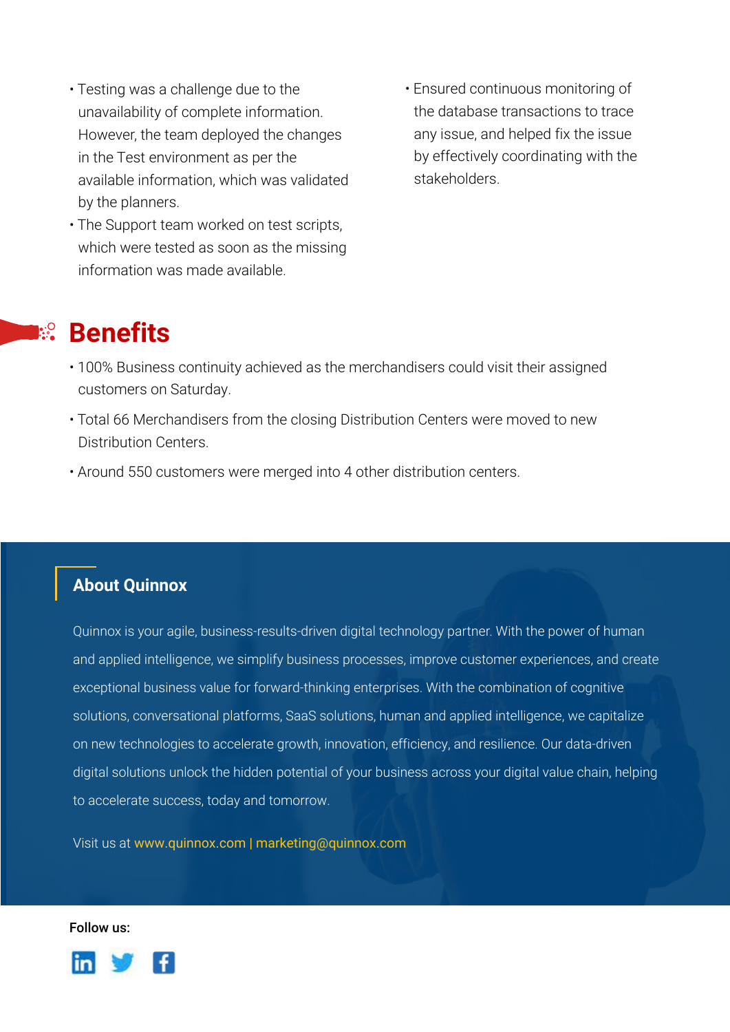- Testing was a challenge due to the unavailability of complete information. However, the team deployed the changes in the Test environment as per the available information, which was validated by the planners.
- The Support team worked on test scripts, which were tested as soon as the missing information was made available.
- Ensured continuous monitoring of the database transactions to trace any issue, and helped fix the issue by effectively coordinating with the stakeholders.

## Benefits

- 100% Business continuity achieved as the merchandisers could visit their assigned customers on Saturday.
- Total 66 Merchandisers from the closing Distribution Centers were moved to new Distribution Centers.
- Around 550 customers were merged into 4 other distribution centers.

## About Quinnox

Quinnox is your agile, business-results-driven digital technology partner. With the power of human and applied intelligence, we simplify business processes, improve customer experiences, and create exceptional business value for forward-thinking enterprises. With the combination of cognitive solutions, conversational platforms, SaaS solutions, human and applied intelligence, we capitalize on new technologies to accelerate growth, innovation, efficiency, and resilience. Our data-driven digital solutions unlock the hidden potential of your business across your digital value chain, helping to accelerate success, today and tomorrow.

Visit us at www.quinnox.com | marketing@quinnox.com

**Follow us:**